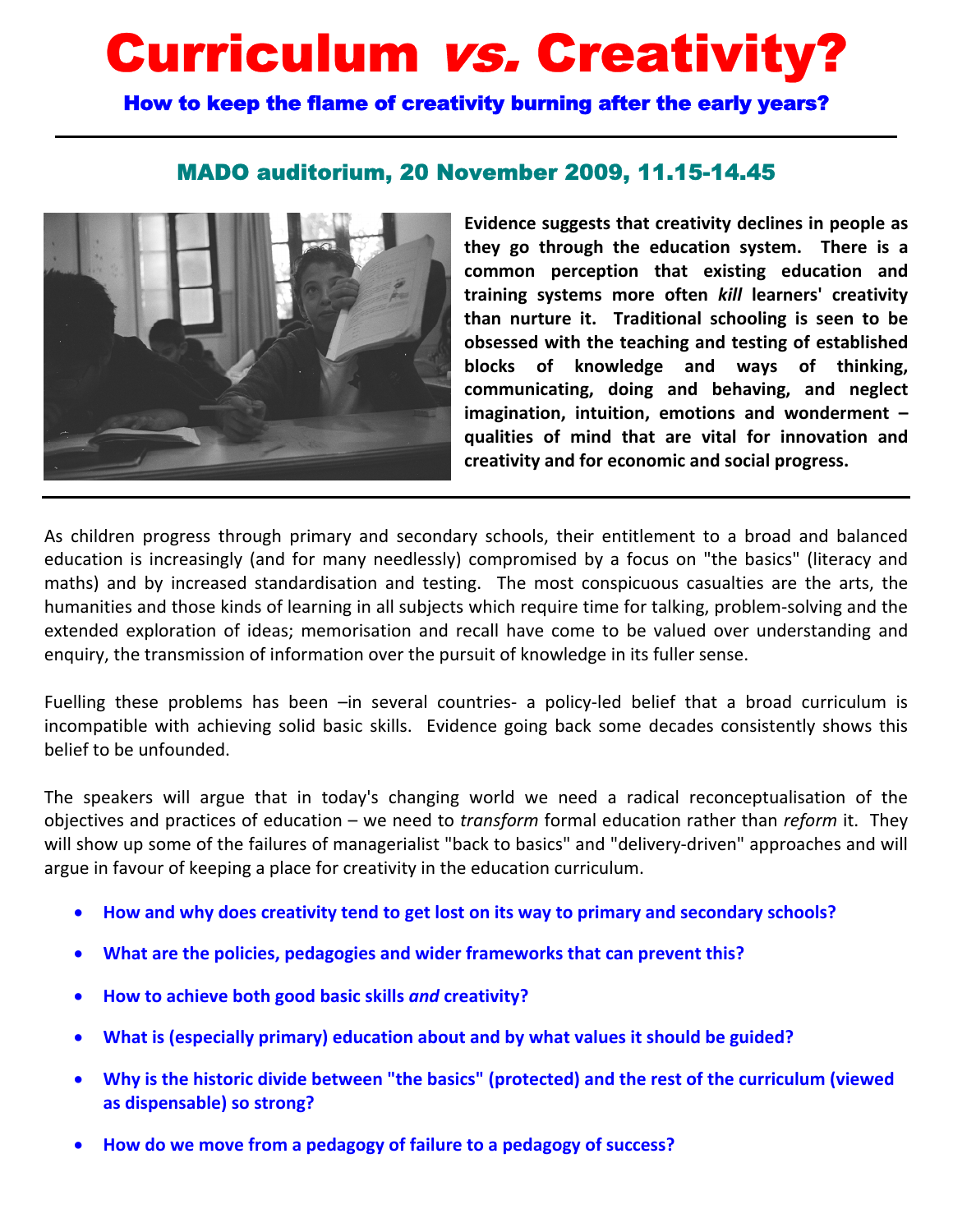# Curriculum *vs.* Creativity?

### How to keep the flame of creativity burning after the early years?

## MADO auditorium, 20 November 2009, 11.15-14.45

**Evidence suggests that creativity declines in people as they go through the education system. There is a common perception that existing education and training systems more often *kill* learners' creativity than nurture it. Traditional schooling is seen to be obsessed with the teaching and testing of established blocks of knowledge and ways of thinking, communicating, doing and behaving, and neglect imagination, intuition, emotions and wonderment – qualities of mind that are vital for innovation and creativity and for economic and social progress.**

As children progress through primary and secondary schools, their entitlement to a broad and balanced education is increasingly (and for many needlessly) compromised by a focus on "the basics" (literacy and maths) and by increased standardisation and testing. The most conspicuous casualties are the arts, the humanities and those kinds of learning in all subjects which require time for talking, problem-solving and the extended exploration of ideas; memorisation and recall have come to be valued over understanding and enquiry, the transmission of information over the pursuit of knowledge in its fuller sense.

Fuelling these problems has been –in several countries- a policy-led belief that a broad curriculum is incompatible with achieving solid basic skills. Evidence going back some decades consistently shows this belief to be unfounded.

The speakers will argue that in today's changing world we need a radical reconceptualisation of the objectives and practices of education – we need to *transform* formal education rather than *reform* it. They will show up some of the failures of managerialist "back to basics" and "delivery-driven" approaches and will argue in favour of keeping a place for creativity in the education curriculum.

- **How and why does creativity tend to get lost on its way to primary and secondary schools?**
- **What are the policies, pedagogies and wider frameworks that can prevent this?**
- **How to achieve both good basic skills *and* creativity?**
- **What is (especially primary) education about and by what values it should be guided?**
- **Why is the historic divide between "the basics" (protected) and the rest of the curriculum (viewed as dispensable) so strong?**
- **How do we move from a pedagogy of failure to a pedagogy of success?**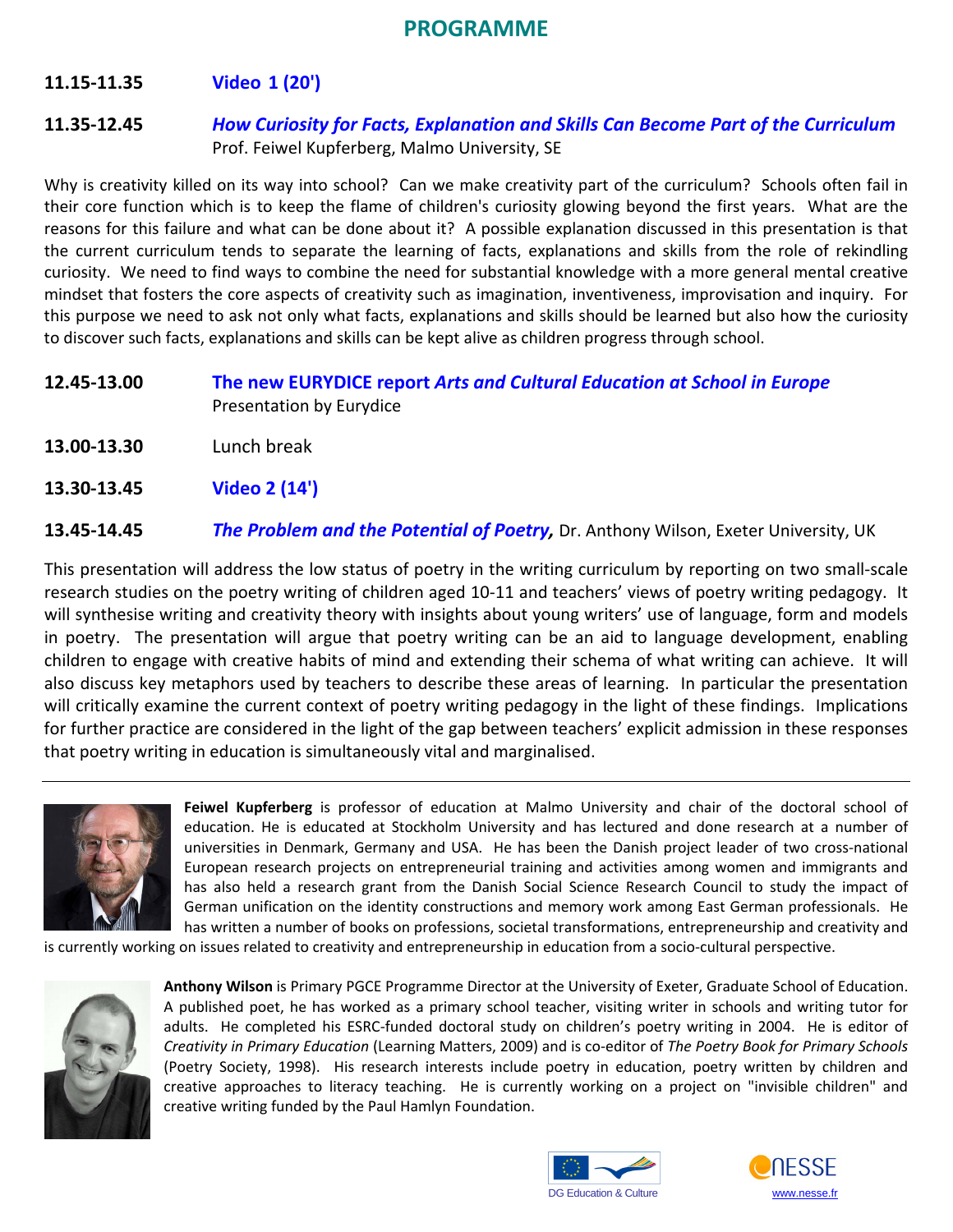## PROGRAMME

**11.15-11.35** **Video 1 (20')**

**11.35-12.45** ***How Curiosity for Facts, Explanation and Skills Can Become Part of the Curriculum***
Prof. Feiwel Kupferberg, Malmo University, SE

Why is creativity killed on its way into school? Can we make creativity part of the curriculum? Schools often fail in their core function which is to keep the flame of children's curiosity glowing beyond the first years. What are the reasons for this failure and what can be done about it? A possible explanation discussed in this presentation is that the current curriculum tends to separate the learning of facts, explanations and skills from the role of rekindling curiosity. We need to find ways to combine the need for substantial knowledge with a more general mental creative mindset that fosters the core aspects of creativity such as imagination, inventiveness, improvisation and inquiry. For this purpose we need to ask not only what facts, explanations and skills should be learned but also how the curiosity to discover such facts, explanations and skills can be kept alive as children progress through school.

**12.45-13.00** **The new EURYDICE report *Arts and Cultural Education at School in Europe***
Presentation by Eurydice

**13.00-13.30** Lunch break

**13.30-13.45** **Video 2 (14')**

**13.45-14.45** ***The Problem and the Potential of Poetry,*** Dr. Anthony Wilson, Exeter University, UK

This presentation will address the low status of poetry in the writing curriculum by reporting on two small-scale research studies on the poetry writing of children aged 10-11 and teachers' views of poetry writing pedagogy. It will synthesise writing and creativity theory with insights about young writers' use of language, form and models in poetry. The presentation will argue that poetry writing can be an aid to language development, enabling children to engage with creative habits of mind and extending their schema of what writing can achieve. It will also discuss key metaphors used by teachers to describe these areas of learning. In particular the presentation will critically examine the current context of poetry writing pedagogy in the light of these findings. Implications for further practice are considered in the light of the gap between teachers' explicit admission in these responses that poetry writing in education is simultaneously vital and marginalised.

---

**Feiwel Kupferberg** is professor of education at Malmo University and chair of the doctoral school of education. He is educated at Stockholm University and has lectured and done research at a number of universities in Denmark, Germany and USA. He has been the Danish project leader of two cross-national European research projects on entrepreneurial training and activities among women and immigrants and has also held a research grant from the Danish Social Science Research Council to study the impact of German unification on the identity constructions and memory work among East German professionals. He has written a number of books on professions, societal transformations, entrepreneurship and creativity and is currently working on issues related to creativity and entrepreneurship in education from a socio-cultural perspective.

**Anthony Wilson** is Primary PGCE Programme Director at the University of Exeter, Graduate School of Education. A published poet, he has worked as a primary school teacher, visiting writer in schools and writing tutor for adults. He completed his ESRC-funded doctoral study on children's poetry writing in 2004. He is editor of *Creativity in Primary Education* (Learning Matters, 2009) and is co-editor of *The Poetry Book for Primary Schools* (Poetry Society, 1998). His research interests include poetry in education, poetry written by children and creative approaches to literacy teaching. He is currently working on a project on "invisible children" and creative writing funded by the Paul Hamlyn Foundation.

DG Education & Culture

NESSE
www.nesse.fr